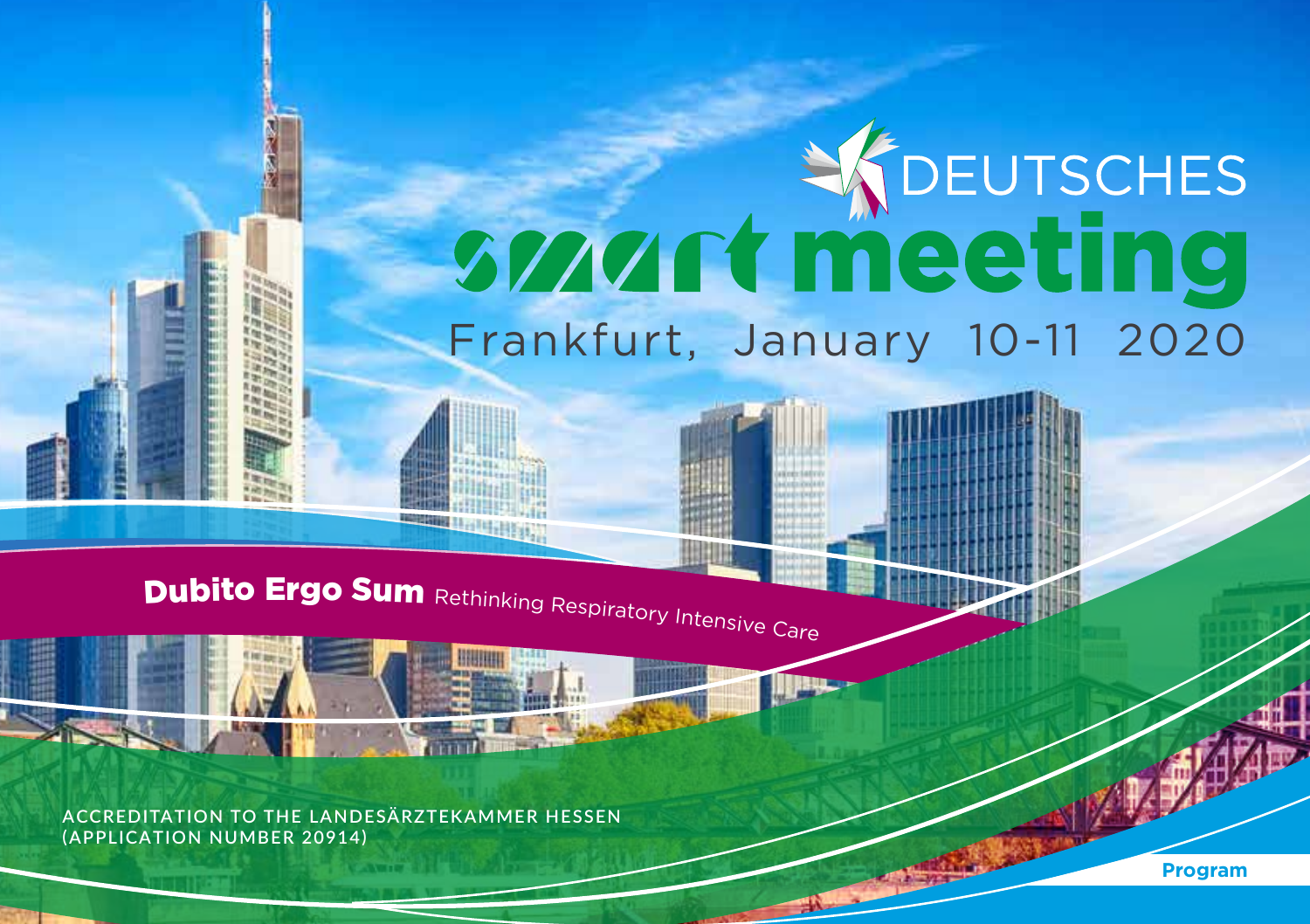# DEUTSCHES smart meeting

Frankfurt, January 10-11 2020

## Dubito Ergo Sum Rethinking Respiratory Intensive Care

ACCREDITATION TO THE LANDESÄRZTEKAMMER HESSEN (APPLICATION NUMBER 20914)

**Program**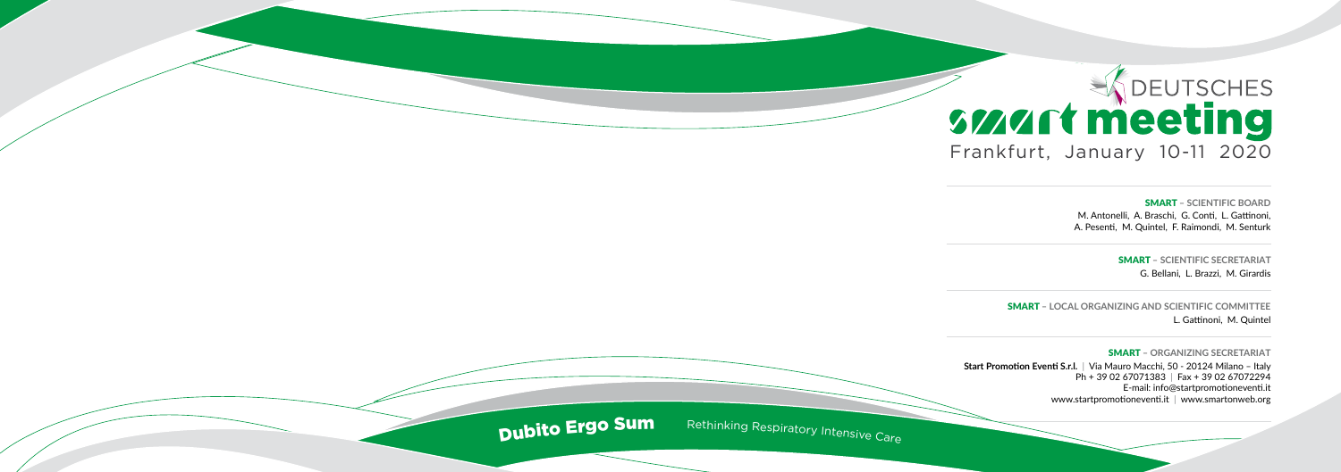# DEUTSCHES smart meeting

Frankfurt, January 10-11 2020

**SMART – SCIENTIFIC BOARD**
M. Antonelli, A. Braschi, G. Conti, L. Gattinoni, A. Pesenti, M. Quintel, F. Raimondi, M. Senturk

**SMART – SCIENTIFIC SECRETARIAT**
G. Bellani, L. Brazzi, M. Girardis

**SMART – LOCAL ORGANIZING AND SCIENTIFIC COMMITTEE**
L. Gattinoni, M. Quintel

**SMART – ORGANIZING SECRETARIAT**
**Start Promotion Eventi S.r.l.** | Via Mauro Macchi, 50 - 20124 Milano – Italy
Ph + 39 02 67071383 | Fax + 39 02 67072294
E-mail: info@startpromotioneventi.it
www.startpromotioneventi.it | www.smartonweb.org

**Dubito Ergo Sum** Rethinking Respiratory Intensive Care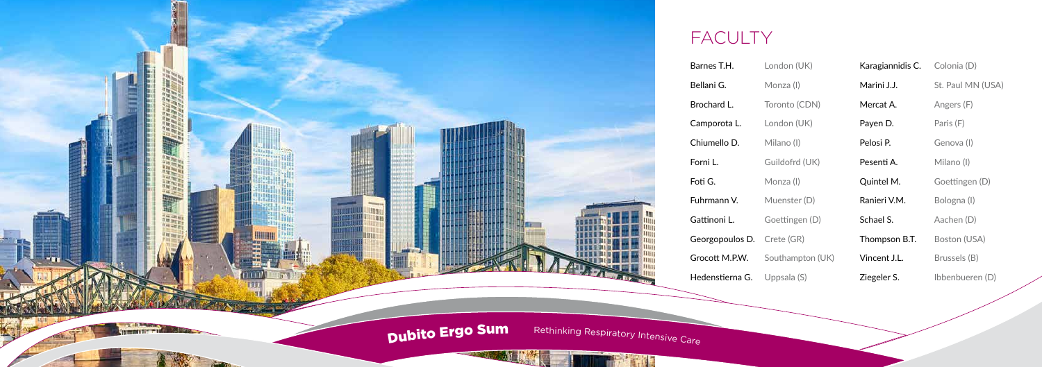# FACULTY

| | | | |
|---|---|---|---|
| Barnes T.H. | London (UK) | Karagiannidis C. | Colonia (D) |
| Bellani G. | Monza (I) | Marini J.J. | St. Paul MN (USA) |
| Brochard L. | Toronto (CDN) | Mercat A. | Angers (F) |
| Camporota L. | London (UK) | Payen D. | Paris (F) |
| Chiumello D. | Milano (I) | Pelosi P. | Genova (I) |
| Forni L. | Guildofrd (UK) | Pesenti A. | Milano (I) |
| Foti G. | Monza (I) | Quintel M. | Goettingen (D) |
| Fuhrmann V. | Muenster (D) | Ranieri V.M. | Bologna (I) |
| Gattinoni L. | Goettingen (D) | Schael S. | Aachen (D) |
| Georgopoulos D. | Crete (GR) | Thompson B.T. | Boston (USA) |
| Grocott M.P.W. | Southampton (UK) | Vincent J.L. | Brussels (B) |
| Hedenstierna G. | Uppsala (S) | Ziegeler S. | Ibbenbueren (D) |

**Dubito Ergo Sum** Rethinking Respiratory Intensive Care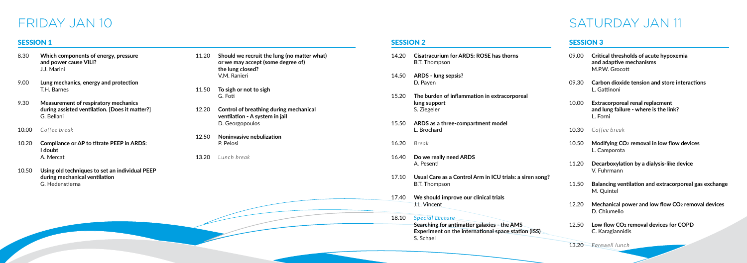# FRIDAY JAN 10

## SESSION 1

8.30 **Which components of energy, pressure and power cause VILI?**
J.J. Marini

9.00 **Lung mechanics, energy and protection**
T.H. Barnes

9.30 **Measurement of respiratory mechanics during assisted ventilation. [Does it matter?]**
G. Bellani

10.00 *Coffee break*

10.20 **Compliance or ΔP to titrate PEEP in ARDS: I doubt**
A. Mercat

10.50 **Using old techniques to set an individual PEEP during mechanical ventilation**
G. Hedenstierna

11.20 **Should we recruit the lung (no matter what) or we may accept (some degree of) the lung closed?**
V.M. Ranieri

11.50 **To sigh or not to sigh**
G. Foti

12.20 **Control of breathing during mechanical ventilation - A system in jail**
D. Georgopoulos

12.50 **Noninvasive nebulization**
P. Pelosi

13.20 *Lunch break*

## SESSION 2

14.20 **Cisatracurium for ARDS: ROSE has thorns**
B.T. Thompson

14.50 **ARDS - lung sepsis?**
D. Payen

15.20 **The burden of inflammation in extracorporeal lung support**
S. Ziegeler

15.50 **ARDS as a three-compartment model**
L. Brochard

16.20 *Break*

16.40 **Do we really need ARDS**
A. Pesenti

17.10 **Usual Care as a Control Arm in ICU trials: a siren song?**
B.T. Thompson

17.40 **We should improve our clinical trials**
J.L. Vincent

18.10 *Special Lecture*
**Searching for antimatter galaxies - the AMS Experiment on the international space station (ISS)**
S. Schael

# SATURDAY JAN 11

## SESSION 3

09.00 **Critical thresholds of acute hypoxemia and adaptive mechanisms**
M.P.W. Grocott

09.30 **Carbon dioxide tension and store interactions**
L. Gattinoni

10.00 **Extracorporeal renal replacment and lung failure - where is the link?**
L. Forni

10.30 *Coffee break*

10.50 **Modifying $CO_2$ removal in low flow devices**
L. Camporota

11.20 **Decarboxylation by a dialysis-like device**
V. Fuhrmann

11.50 **Balancing ventilation and extracorporeal gas exchange**
M. Quintel

12.20 **Mechanical power and low flow $CO_2$ removal devices**
D. Chiumello

12.50 **Low flow $CO_2$ removal devices for COPD**
C. Karagiannidis

13.20 *Farewell lunch*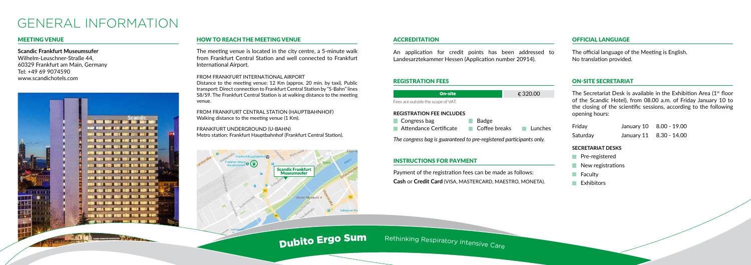# GENERAL INFORMATION

## MEETING VENUE

**Scandic Frankfurt Museumsufer**
Wilhelm-Leuschner-Straße 44,
60329 Frankfurt am Main, Germany
Tel: +49 69 9074590
www.scandichotels.com

## HOW TO REACH THE MEETING VENUE

The meeting venue is located in the city centre, a 5-minute walk from Frankfurt Central Station and well connected to Frankfurt International Airport.

FROM FRANKFURT INTERNATIONAL AIRPORT
Distance to the meeting venue: 12 Km (approx. 20 min. by taxi). Public transport: Direct connection to Frankfurt Central Station by "S-Bahn" lines S8/S9. The Frankfurt Central Station is at walking distance to the meeting venue.

FROM FRANKFURT CENTRAL STATION (HAUPTBAHNHOF)
Walking distance to the meeting venue (1 Km).

FRANKFURT UNDERGROUND (U-BAHN)
Metro station: Frankfurt Hauptbahnhof (Frankfurt Central Station).

## ACCREDITATION

An application for credit points has been addressed to Landesarztekammer Hessen (Application number 20914).

## REGISTRATION FEES

| On-site | € 320.00 |
|---|---|

Fees are outside the scope of VAT.

**REGISTRATION FEE INCLUDES**

- Congress bag
- Badge
- Attendance Certificate
- Coffee breaks
- Lunches

*The congress bag is guaranteed to pre-registered participants only.*

## INSTRUCTIONS FOR PAYMENT

Payment of the registration fees can be made as follows:
**Cash** or **Credit Card** (VISA, MASTERCARD, MAESTRO, MONETA).

## OFFICIAL LANGUAGE

The official language of the Meeting is English.
No translation provided.

## ON-SITE SECRETARIAT

The Secretariat Desk is available in the Exhibition Area (1st floor of the Scandic Hotel), from 08.00 a.m. of Friday January 10 to the closing of the scientific sessions, according to the following opening hours:

| Friday | January 10 | 8.00 - 19.00 |
|---|---|---|
| Saturday | January 11 | 8.30 - 14.00 |

**SECRETARIAT DESKS**

- Pre-registered
- New registrations
- Faculty
- Exhibitors

**Dubito Ergo Sum** Rethinking Respiratory Intensive Care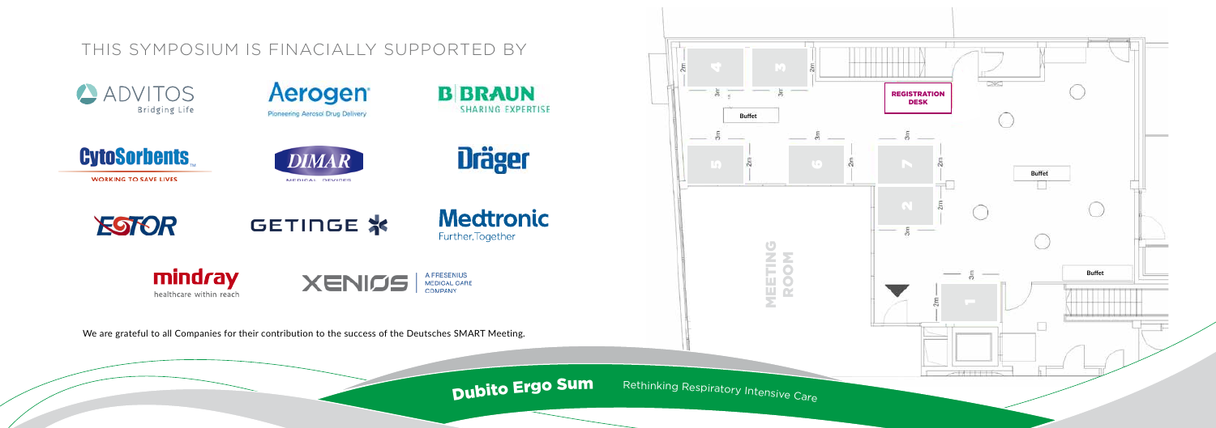## THIS SYMPOSIUM IS FINACIALLY SUPPORTED BY

ADVITOS Bridging Life

Aerogen Pioneering Aerosol Drug Delivery

B|BRAUN SHARING EXPERTISE

CytoSorbents WORKING TO SAVE LIVES

DIMAR MEDICAL DEVICES

Dräger

ESTOR

GETINGE

Medtronic Further, Together

mindray healthcare within reach

XENIOS A FRESENIUS MEDICAL CARE COMPANY

We are grateful to all Companies for their contribution to the success of the Deutsches SMART Meeting.

REGISTRATION DESK

Buffet

Buffet

Buffet

MEETING ROOM

4 3 5 6 7 2 1

**Dubito Ergo Sum** Rethinking Respiratory Intensive Care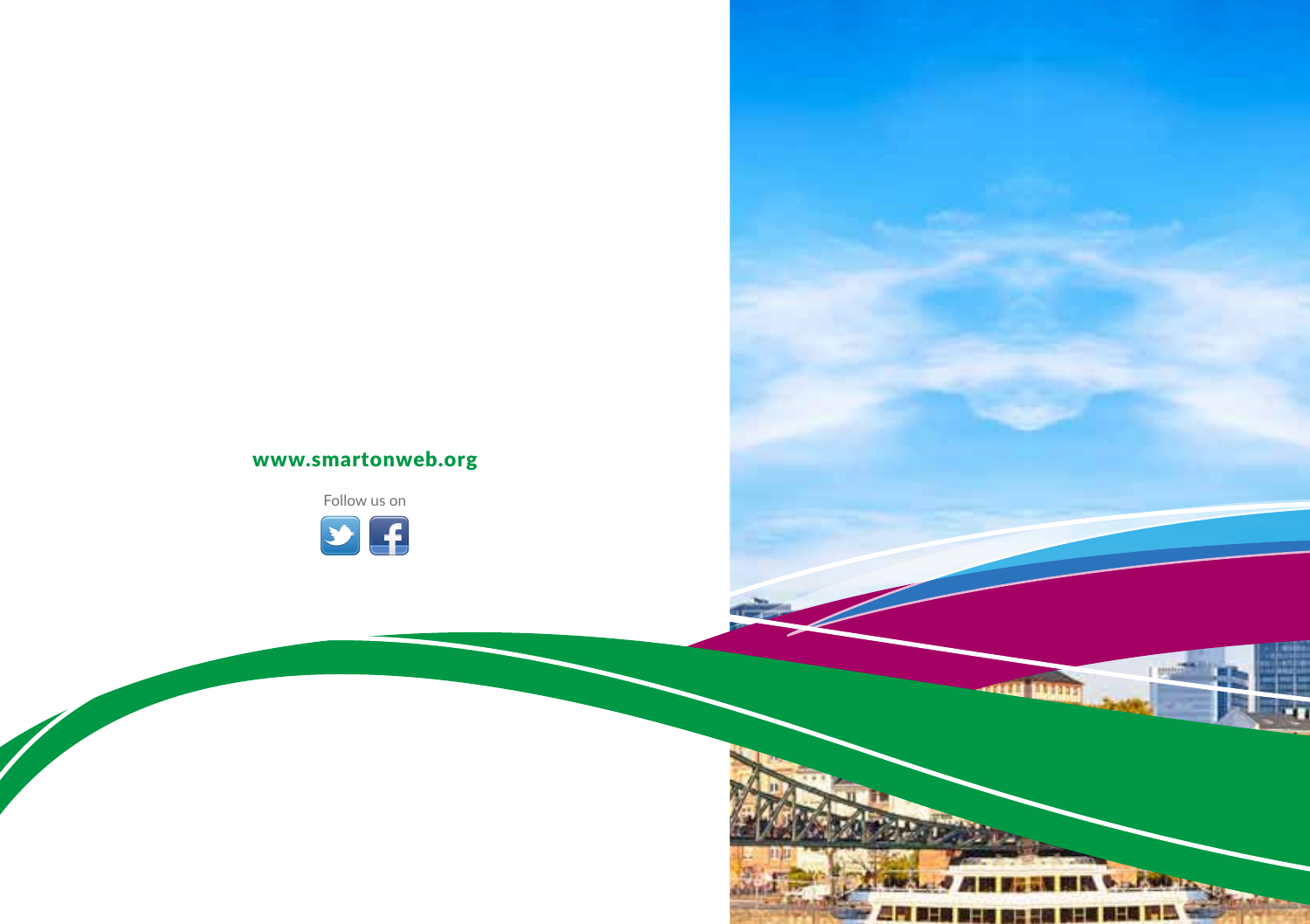**www.smartonweb.org**

Follow us on